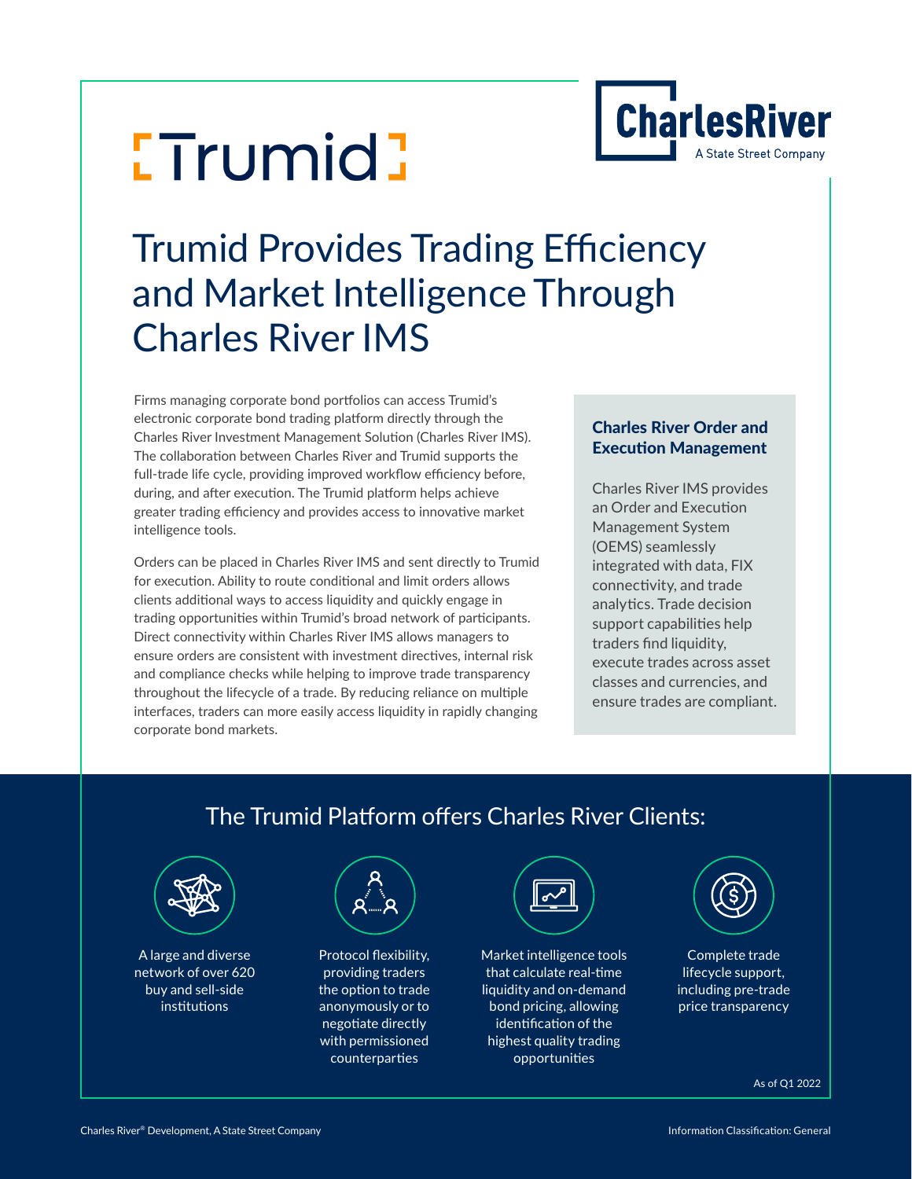# Trumid Provides Trading Efficiency and Market Intelligence Through Charles River IMS

Firms managing corporate bond portfolios can access Trumid's electronic corporate bond trading platform directly through the Charles River Investment Management Solution (Charles River IMS). The collaboration between Charles River and Trumid supports the full-trade life cycle, providing improved workflow efficiency before, during, and after execution. The Trumid platform helps achieve greater trading efficiency and provides access to innovative market intelligence tools.

Orders can be placed in Charles River IMS and sent directly to Trumid for execution. Ability to route conditional and limit orders allows clients additional ways to access liquidity and quickly engage in trading opportunities within Trumid's broad network of participants. Direct connectivity within Charles River IMS allows managers to ensure orders are consistent with investment directives, internal risk and compliance checks while helping to improve trade transparency throughout the lifecycle of a trade. By reducing reliance on multiple interfaces, traders can more easily access liquidity in rapidly changing corporate bond markets.

### Charles River Order and Execution Management

Charles River IMS provides an Order and Execution Management System (OEMS) seamlessly integrated with data, FIX connectivity, and trade analytics. Trade decision support capabilities help traders find liquidity, execute trades across asset classes and currencies, and ensure trades are compliant.

## The Trumid Platform offers Charles River Clients:

- A large and diverse network of over 620 buy and sell-side institutions
- Protocol flexibility, providing traders the option to trade anonymously or to negotiate directly with permissioned counterparties
- Market intelligence tools that calculate real-time liquidity and on-demand bond pricing, allowing identification of the highest quality trading opportunities
- Complete trade lifecycle support, including pre-trade price transparency

As of Q1 2022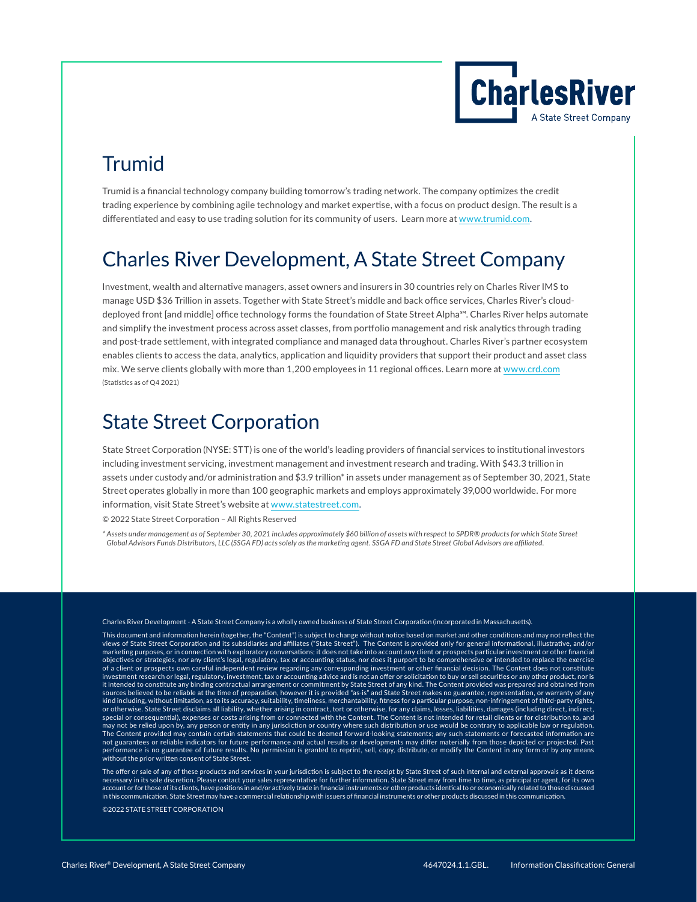## Trumid

Trumid is a financial technology company building tomorrow's trading network. The company optimizes the credit trading experience by combining agile technology and market expertise, with a focus on product design. The result is a differentiated and easy to use trading solution for its community of users. Learn more at www.trumid.com.

## Charles River Development, A State Street Company

Investment, wealth and alternative managers, asset owners and insurers in 30 countries rely on Charles River IMS to manage USD $36 Trillion in assets. Together with State Street's middle and back office services, Charles River's cloud-deployed front [and middle] office technology forms the foundation of State Street Alpha℠. Charles River helps automate and simplify the investment process across asset classes, from portfolio management and risk analytics through trading and post-trade settlement, with integrated compliance and managed data throughout. Charles River's partner ecosystem enables clients to access the data, analytics, application and liquidity providers that support their product and asset class mix. We serve clients globally with more than 1,200 employees in 11 regional offices. Learn more at www.crd.com

(Statistics as of Q4 2021)

## State Street Corporation

State Street Corporation (NYSE: STT) is one of the world's leading providers of financial services to institutional investors including investment servicing, investment management and investment research and trading. With $43.3 trillion in assets under custody and/or administration and $3.9 trillion* in assets under management as of September 30, 2021, State Street operates globally in more than 100 geographic markets and employs approximately 39,000 worldwide. For more information, visit State Street's website at www.statestreet.com.

© 2022 State Street Corporation – All Rights Reserved

*\* Assets under management as of September 30, 2021 includes approximately $60 billion of assets with respect to SPDR® products for which State Street Global Advisors Funds Distributors, LLC (SSGA FD) acts solely as the marketing agent. SSGA FD and State Street Global Advisors are affiliated.*

Charles River Development - A State Street Company is a wholly owned business of State Street Corporation (incorporated in Massachusetts).

This document and information herein (together, the "Content") is subject to change without notice based on market and other conditions and may not reflect the views of State Street Corporation and its subsidiaries and affiliates ("State Street"). The Content is provided only for general informational, illustrative, and/or marketing purposes, or in connection with exploratory conversations; it does not take into account any client or prospects particular investment or other financial objectives or strategies, nor any client's legal, regulatory, tax or accounting status, nor does it purport to be comprehensive or intended to replace the exercise of a client or prospects own careful independent review regarding any corresponding investment or other financial decision. The Content does not constitute investment research or legal, regulatory, investment, tax or accounting advice and is not an offer or solicitation to buy or sell securities or any other product, nor is it intended to constitute any binding contractual arrangement or commitment by State Street of any kind. The Content provided was prepared and obtained from sources believed to be reliable at the time of preparation, however it is provided "as-is" and State Street makes no guarantee, representation, or warranty of any kind including, without limitation, as to its accuracy, suitability, timeliness, merchantability, fitness for a particular purpose, non-infringement of third-party rights, or otherwise. State Street disclaims all liability, whether arising in contract, tort or otherwise, for any claims, losses, liabilities, damages (including direct, indirect, special or consequential), expenses or costs arising from or connected with the Content. The Content is not intended for retail clients or for distribution to, and may not be relied upon by, any person or entity in any jurisdiction or country where such distribution or use would be contrary to applicable law or regulation. The Content provided may contain certain statements that could be deemed forward-looking statements; any such statements or forecasted information are not guarantees or reliable indicators for future performance and actual results or developments may differ materially from those depicted or projected. Past performance is no guarantee of future results. No permission is granted to reprint, sell, copy, distribute, or modify the Content in any form or by any means without the prior written consent of State Street.

The offer or sale of any of these products and services in your jurisdiction is subject to the receipt by State Street of such internal and external approvals as it deems necessary in its sole discretion. Please contact your sales representative for further information. State Street may from time to time, as principal or agent, for its own account or for those of its clients, have positions in and/or actively trade in financial instruments or other products identical to or economically related to those discussed in this communication. State Street may have a commercial relationship with issuers of financial instruments or other products discussed in this communication.

©2022 STATE STREET CORPORATION

Charles River® Development, A State Street Company 4647024.1.1.GBL. Information Classification: General